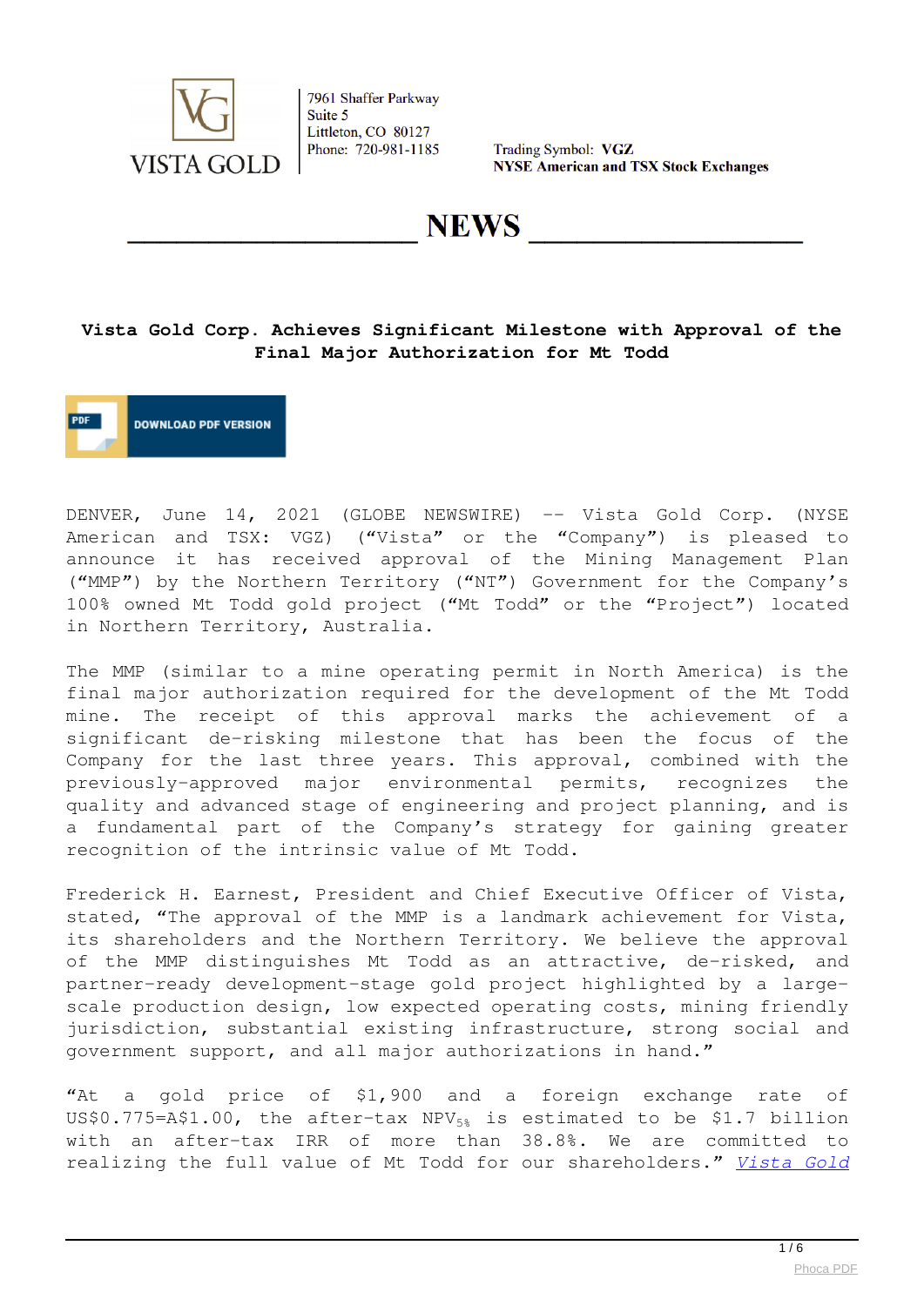7961 Shaffer Parkway
Suite 5
Littleton, CO 80127
Phone: 720-981-1185

Trading Symbol: **VGZ**
**NYSE American and TSX Stock Exchanges**

# NEWS

## Vista Gold Corp. Achieves Significant Milestone with Approval of the Final Major Authorization for Mt Todd

DOWNLOAD PDF VERSION

DENVER, June 14, 2021 (GLOBE NEWSWIRE) -- Vista Gold Corp. (NYSE American and TSX: VGZ) ("Vista" or the "Company") is pleased to announce it has received approval of the Mining Management Plan ("MMP") by the Northern Territory ("NT") Government for the Company's 100% owned Mt Todd gold project ("Mt Todd" or the "Project") located in Northern Territory, Australia.

The MMP (similar to a mine operating permit in North America) is the final major authorization required for the development of the Mt Todd mine. The receipt of this approval marks the achievement of a significant de-risking milestone that has been the focus of the Company for the last three years. This approval, combined with the previously-approved major environmental permits, recognizes the quality and advanced stage of engineering and project planning, and is a fundamental part of the Company's strategy for gaining greater recognition of the intrinsic value of Mt Todd.

Frederick H. Earnest, President and Chief Executive Officer of Vista, stated, "The approval of the MMP is a landmark achievement for Vista, its shareholders and the Northern Territory. We believe the approval of the MMP distinguishes Mt Todd as an attractive, de-risked, and partner-ready development-stage gold project highlighted by a large-scale production design, low expected operating costs, mining friendly jurisdiction, substantial existing infrastructure, strong social and government support, and all major authorizations in hand."

"At a gold price of $1,900 and a foreign exchange rate of US$0.775=A$1.00, the after-tax $NPV_{5\%}$ is estimated to be $1.7 billion with an after-tax IRR of more than 38.8%. We are committed to realizing the full value of Mt Todd for our shareholders." *Vista Gold*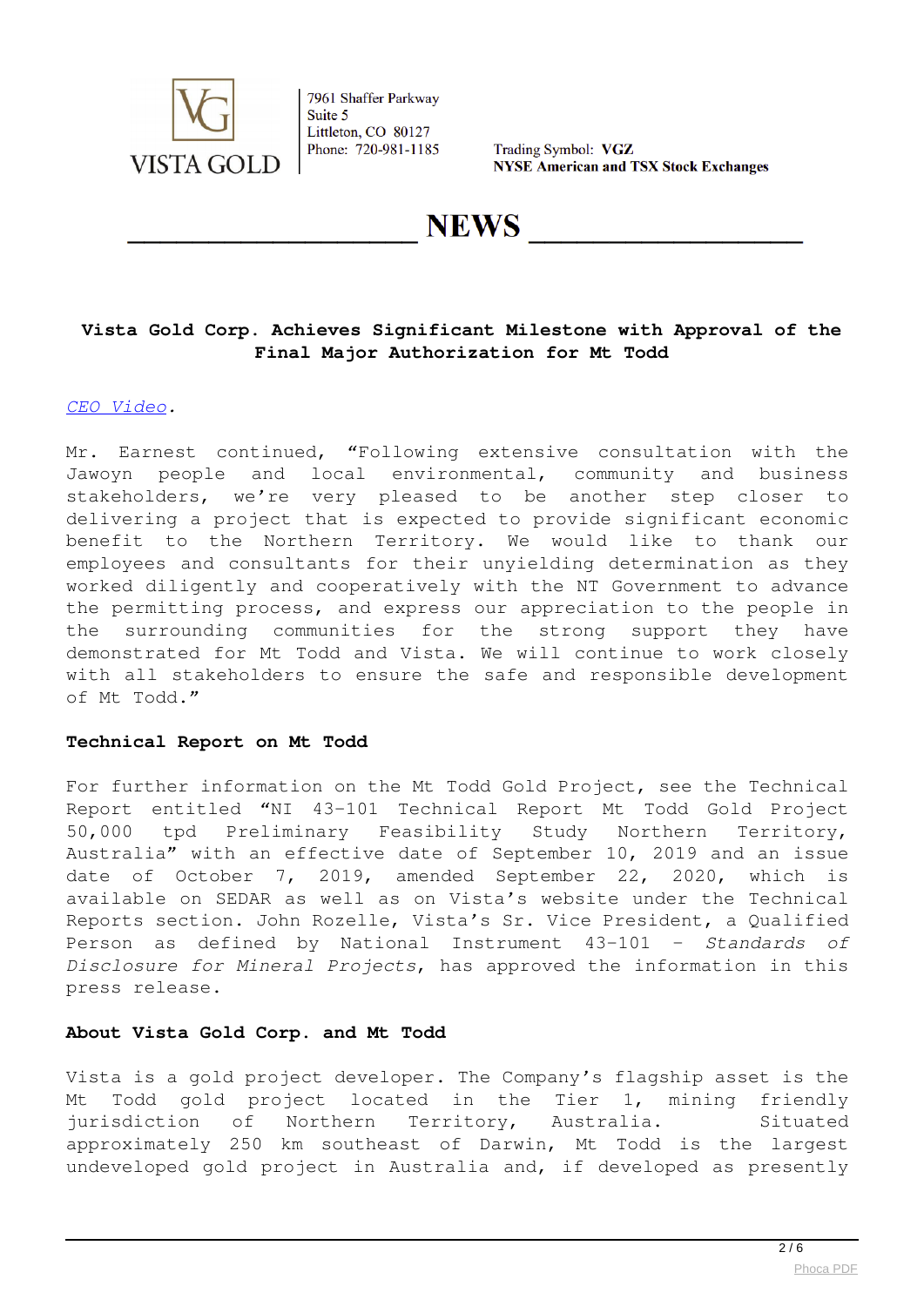# Vista Gold Corp. Achieves Significant Milestone with Approval of the Final Major Authorization for Mt Todd

*CEO Video*.

Mr. Earnest continued, "Following extensive consultation with the Jawoyn people and local environmental, community and business stakeholders, we're very pleased to be another step closer to delivering a project that is expected to provide significant economic benefit to the Northern Territory. We would like to thank our employees and consultants for their unyielding determination as they worked diligently and cooperatively with the NT Government to advance the permitting process, and express our appreciation to the people in the surrounding communities for the strong support they have demonstrated for Mt Todd and Vista. We will continue to work closely with all stakeholders to ensure the safe and responsible development of Mt Todd."

**Technical Report on Mt Todd**

For further information on the Mt Todd Gold Project, see the Technical Report entitled "NI 43-101 Technical Report Mt Todd Gold Project 50,000 tpd Preliminary Feasibility Study Northern Territory, Australia" with an effective date of September 10, 2019 and an issue date of October 7, 2019, amended September 22, 2020, which is available on SEDAR as well as on Vista's website under the Technical Reports section. John Rozelle, Vista's Sr. Vice President, a Qualified Person as defined by National Instrument 43-101 – *Standards of Disclosure for Mineral Projects*, has approved the information in this press release.

**About Vista Gold Corp. and Mt Todd**

Vista is a gold project developer. The Company's flagship asset is the Mt Todd gold project located in the Tier 1, mining friendly jurisdiction of Northern Territory, Australia. Situated approximately 250 km southeast of Darwin, Mt Todd is the largest undeveloped gold project in Australia and, if developed as presently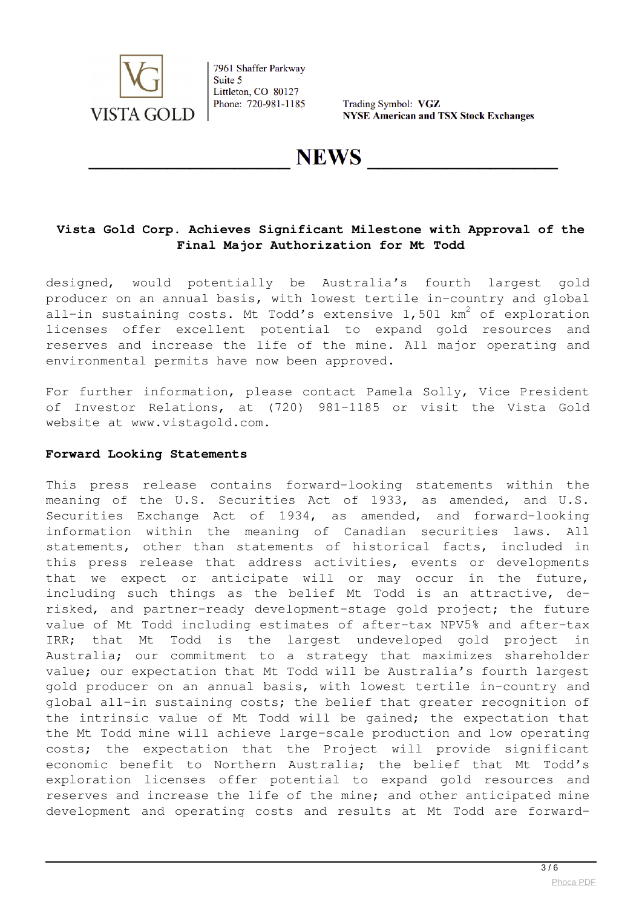designed, would potentially be Australia's fourth largest gold producer on an annual basis, with lowest tertile in-country and global all-in sustaining costs. Mt Todd's extensive 1,501 km$^2$ of exploration licenses offer excellent potential to expand gold resources and reserves and increase the life of the mine. All major operating and environmental permits have now been approved.

For further information, please contact Pamela Solly, Vice President of Investor Relations, at (720) 981-1185 or visit the Vista Gold website at www.vistagold.com.

**Forward Looking Statements**

This press release contains forward-looking statements within the meaning of the U.S. Securities Act of 1933, as amended, and U.S. Securities Exchange Act of 1934, as amended, and forward-looking information within the meaning of Canadian securities laws. All statements, other than statements of historical facts, included in this press release that address activities, events or developments that we expect or anticipate will or may occur in the future, including such things as the belief Mt Todd is an attractive, de-risked, and partner-ready development-stage gold project; the future value of Mt Todd including estimates of after-tax NPV5% and after-tax IRR; that Mt Todd is the largest undeveloped gold project in Australia; our commitment to a strategy that maximizes shareholder value; our expectation that Mt Todd will be Australia's fourth largest gold producer on an annual basis, with lowest tertile in-country and global all-in sustaining costs; the belief that greater recognition of the intrinsic value of Mt Todd will be gained; the expectation that the Mt Todd mine will achieve large-scale production and low operating costs; the expectation that the Project will provide significant economic benefit to Northern Australia; the belief that Mt Todd's exploration licenses offer potential to expand gold resources and reserves and increase the life of the mine; and other anticipated mine development and operating costs and results at Mt Todd are forward-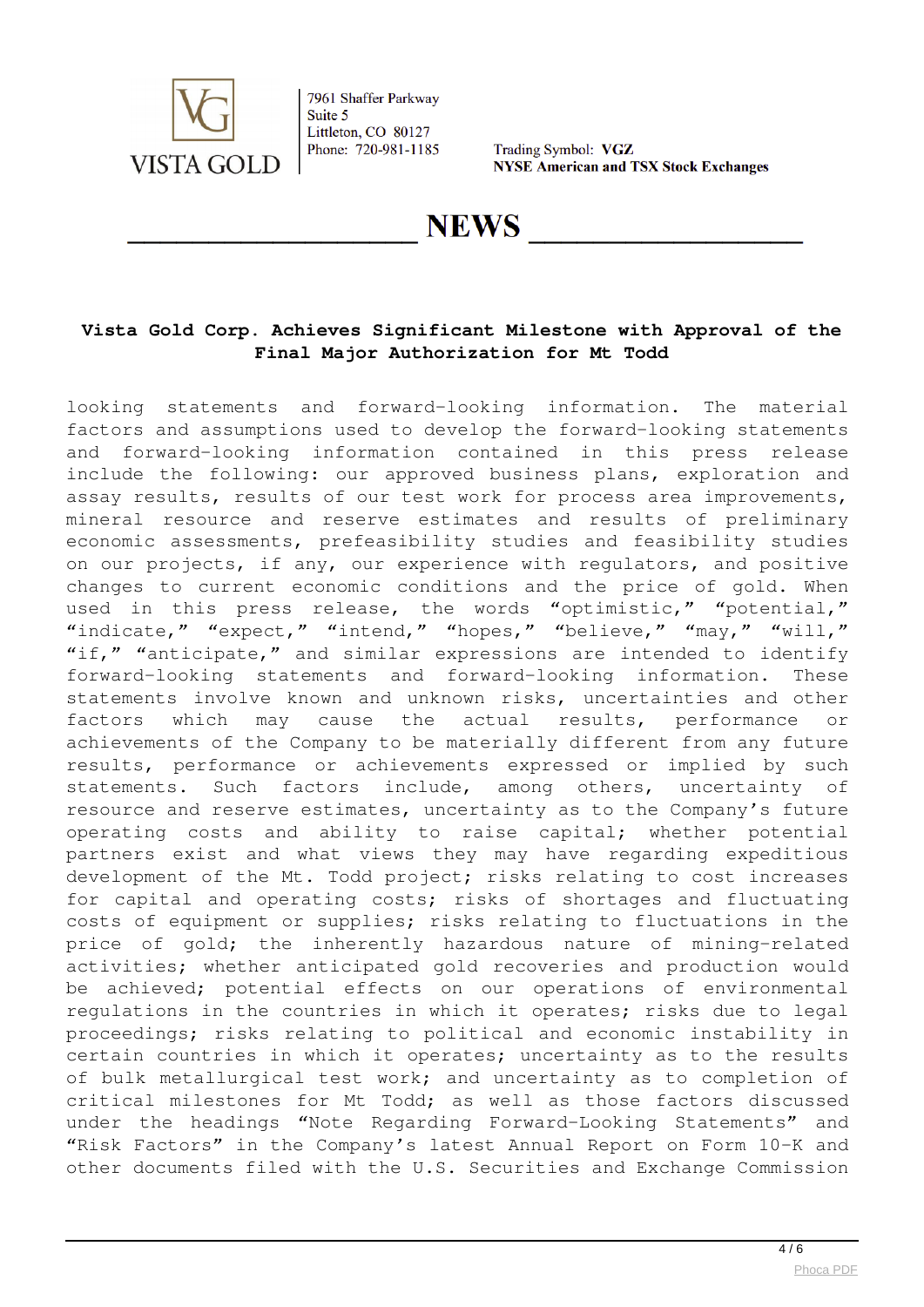# Vista Gold Corp. Achieves Significant Milestone with Approval of the Final Major Authorization for Mt Todd

looking statements and forward-looking information. The material factors and assumptions used to develop the forward-looking statements and forward-looking information contained in this press release include the following: our approved business plans, exploration and assay results, results of our test work for process area improvements, mineral resource and reserve estimates and results of preliminary economic assessments, prefeasibility studies and feasibility studies on our projects, if any, our experience with regulators, and positive changes to current economic conditions and the price of gold. When used in this press release, the words "optimistic," "potential," "indicate," "expect," "intend," "hopes," "believe," "may," "will," "if," "anticipate," and similar expressions are intended to identify forward-looking statements and forward-looking information. These statements involve known and unknown risks, uncertainties and other factors which may cause the actual results, performance or achievements of the Company to be materially different from any future results, performance or achievements expressed or implied by such statements. Such factors include, among others, uncertainty of resource and reserve estimates, uncertainty as to the Company's future operating costs and ability to raise capital; whether potential partners exist and what views they may have regarding expeditious development of the Mt. Todd project; risks relating to cost increases for capital and operating costs; risks of shortages and fluctuating costs of equipment or supplies; risks relating to fluctuations in the price of gold; the inherently hazardous nature of mining-related activities; whether anticipated gold recoveries and production would be achieved; potential effects on our operations of environmental regulations in the countries in which it operates; risks due to legal proceedings; risks relating to political and economic instability in certain countries in which it operates; uncertainty as to the results of bulk metallurgical test work; and uncertainty as to completion of critical milestones for Mt Todd; as well as those factors discussed under the headings "Note Regarding Forward-Looking Statements" and "Risk Factors" in the Company's latest Annual Report on Form 10-K and other documents filed with the U.S. Securities and Exchange Commission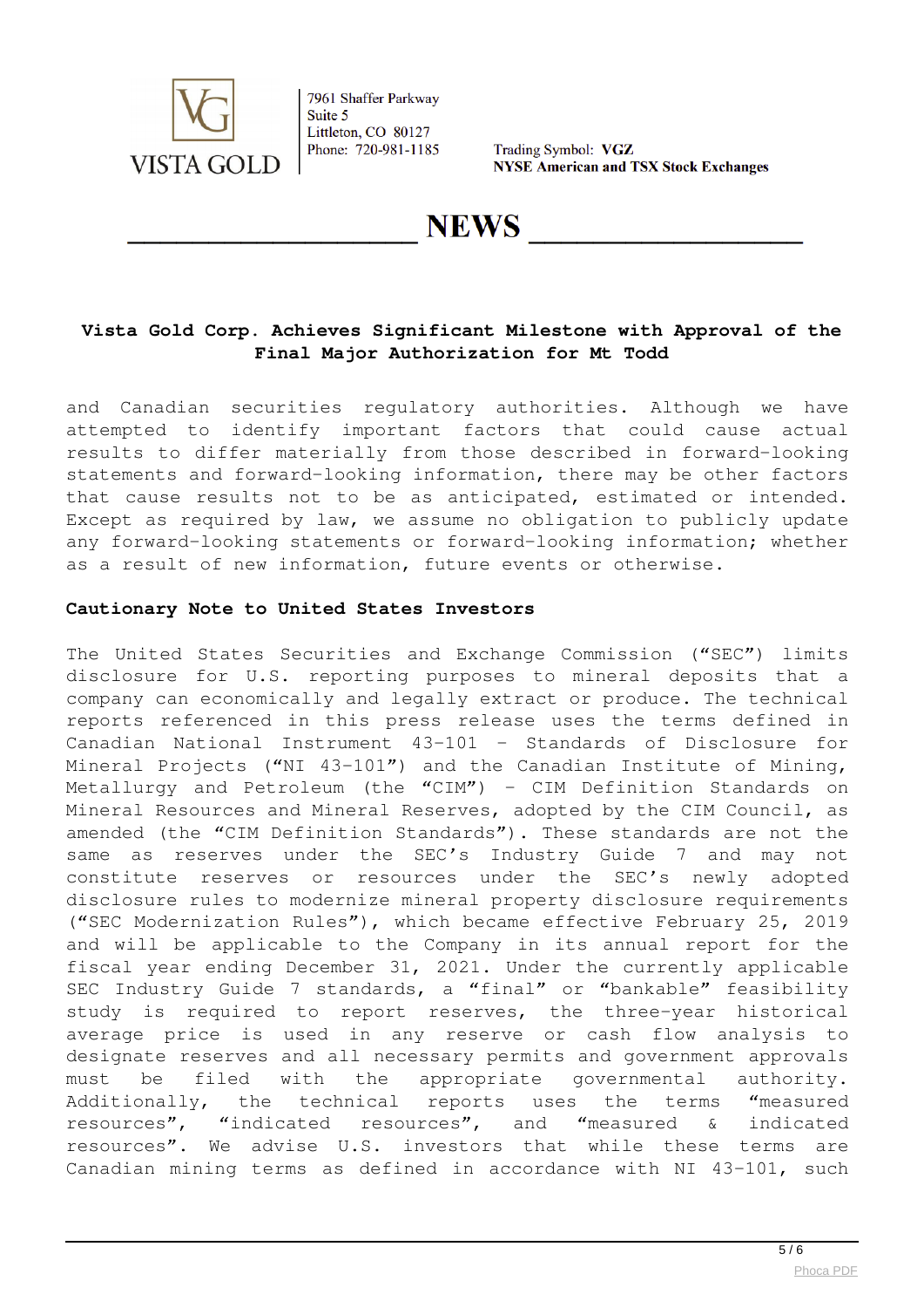and Canadian securities regulatory authorities. Although we have attempted to identify important factors that could cause actual results to differ materially from those described in forward-looking statements and forward-looking information, there may be other factors that cause results not to be as anticipated, estimated or intended. Except as required by law, we assume no obligation to publicly update any forward-looking statements or forward-looking information; whether as a result of new information, future events or otherwise.

**Cautionary Note to United States Investors**

The United States Securities and Exchange Commission ("SEC") limits disclosure for U.S. reporting purposes to mineral deposits that a company can economically and legally extract or produce. The technical reports referenced in this press release uses the terms defined in Canadian National Instrument 43-101 – Standards of Disclosure for Mineral Projects ("NI 43-101") and the Canadian Institute of Mining, Metallurgy and Petroleum (the "CIM") – CIM Definition Standards on Mineral Resources and Mineral Reserves, adopted by the CIM Council, as amended (the "CIM Definition Standards"). These standards are not the same as reserves under the SEC's Industry Guide 7 and may not constitute reserves or resources under the SEC's newly adopted disclosure rules to modernize mineral property disclosure requirements ("SEC Modernization Rules"), which became effective February 25, 2019 and will be applicable to the Company in its annual report for the fiscal year ending December 31, 2021. Under the currently applicable SEC Industry Guide 7 standards, a "final" or "bankable" feasibility study is required to report reserves, the three-year historical average price is used in any reserve or cash flow analysis to designate reserves and all necessary permits and government approvals must be filed with the appropriate governmental authority. Additionally, the technical reports uses the terms "measured resources", "indicated resources", and "measured & indicated resources". We advise U.S. investors that while these terms are Canadian mining terms as defined in accordance with NI 43-101, such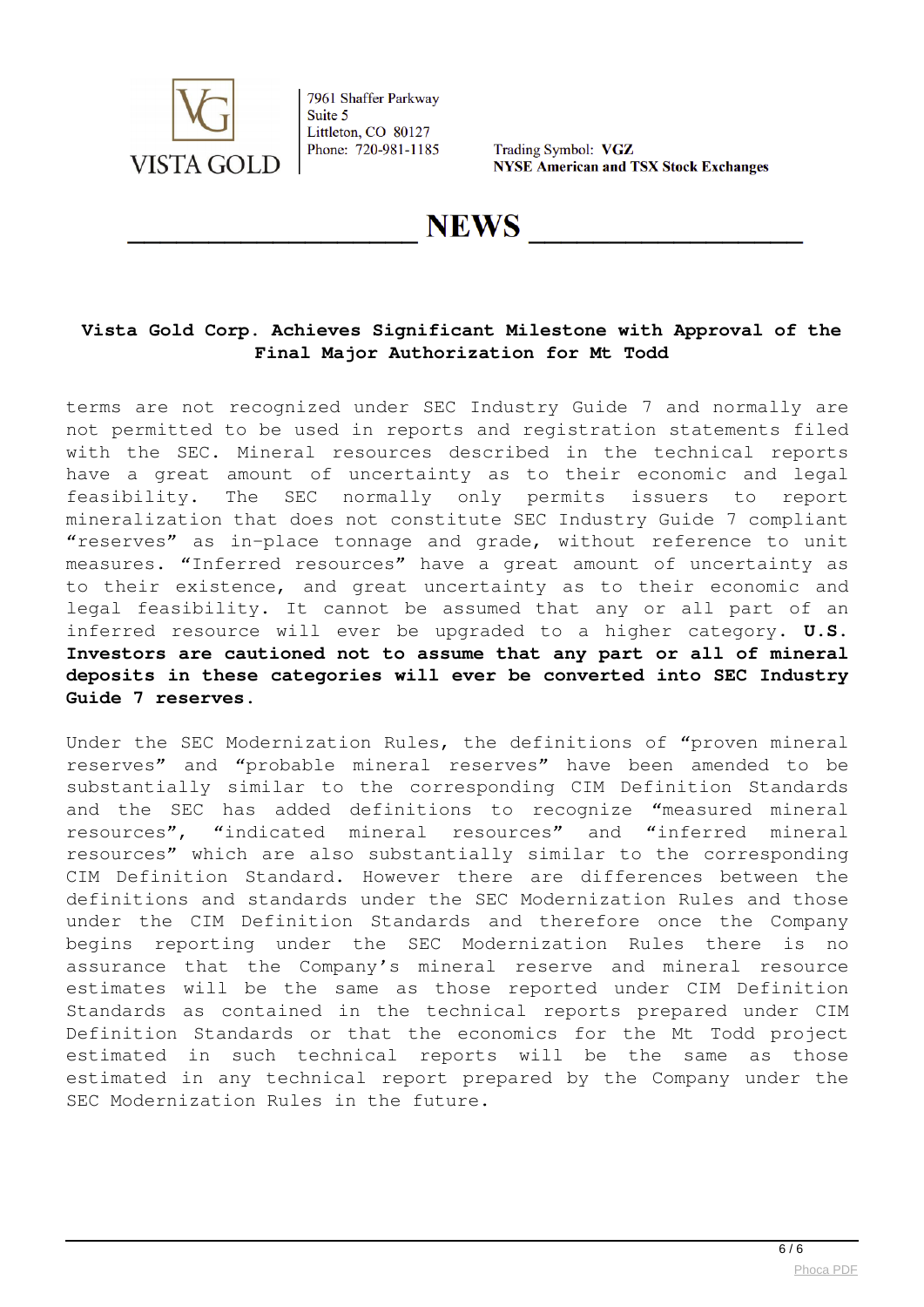# Vista Gold Corp. Achieves Significant Milestone with Approval of the Final Major Authorization for Mt Todd

terms are not recognized under SEC Industry Guide 7 and normally are not permitted to be used in reports and registration statements filed with the SEC. Mineral resources described in the technical reports have a great amount of uncertainty as to their economic and legal feasibility. The SEC normally only permits issuers to report mineralization that does not constitute SEC Industry Guide 7 compliant "reserves" as in-place tonnage and grade, without reference to unit measures. "Inferred resources" have a great amount of uncertainty as to their existence, and great uncertainty as to their economic and legal feasibility. It cannot be assumed that any or all part of an inferred resource will ever be upgraded to a higher category. **U.S. Investors are cautioned not to assume that any part or all of mineral deposits in these categories will ever be converted into SEC Industry Guide 7 reserves.**

Under the SEC Modernization Rules, the definitions of "proven mineral reserves" and "probable mineral reserves" have been amended to be substantially similar to the corresponding CIM Definition Standards and the SEC has added definitions to recognize "measured mineral resources", "indicated mineral resources" and "inferred mineral resources" which are also substantially similar to the corresponding CIM Definition Standard. However there are differences between the definitions and standards under the SEC Modernization Rules and those under the CIM Definition Standards and therefore once the Company begins reporting under the SEC Modernization Rules there is no assurance that the Company's mineral reserve and mineral resource estimates will be the same as those reported under CIM Definition Standards as contained in the technical reports prepared under CIM Definition Standards or that the economics for the Mt Todd project estimated in such technical reports will be the same as those estimated in any technical report prepared by the Company under the SEC Modernization Rules in the future.